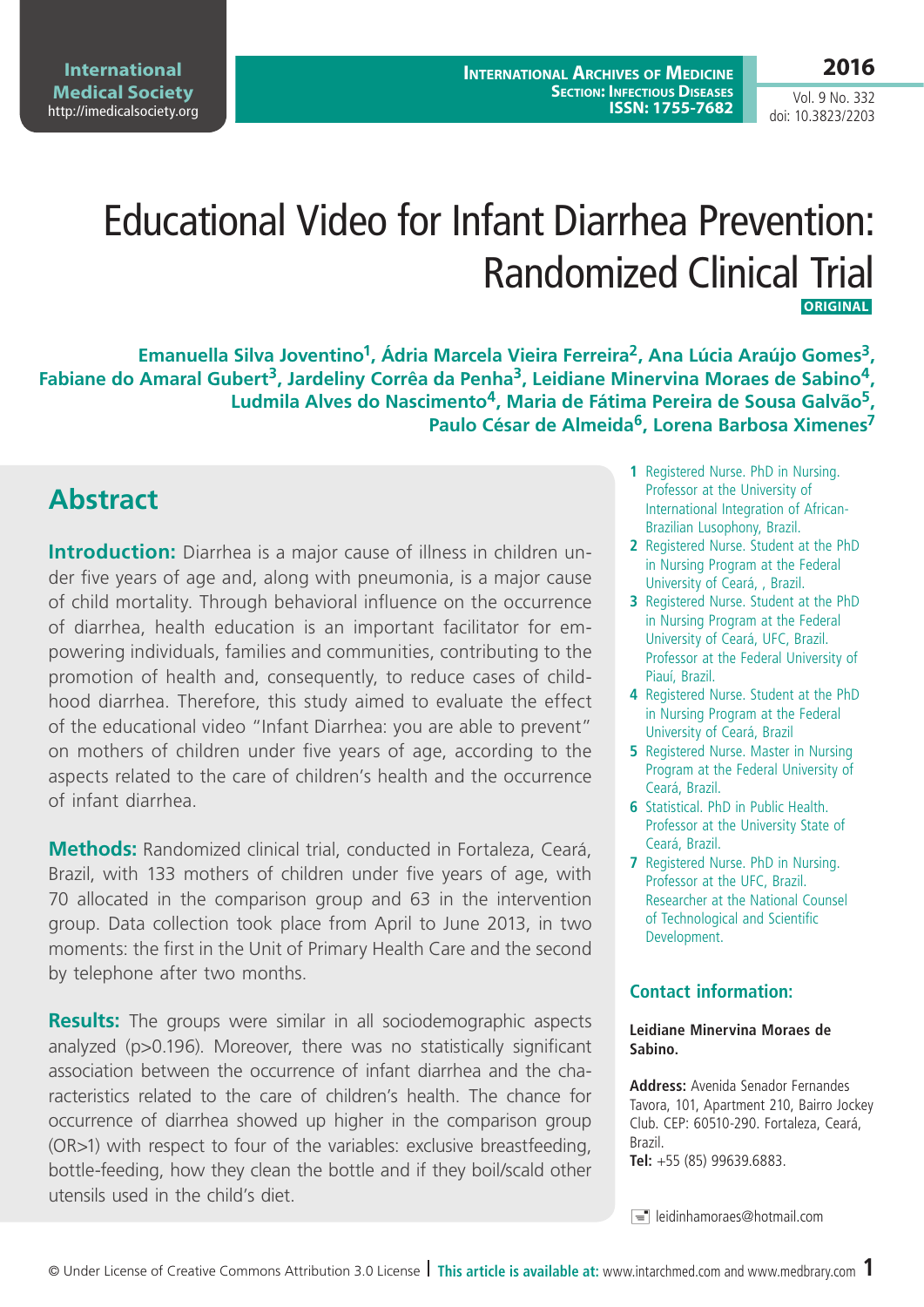# Educational Video for Infant Diarrhea Prevention: Randomized Clinical Trial

**ORIGINAL**

**Emanuella Silva Joventino[1], Ádria Marcela Vieira Ferreira[2], Ana Lúcia Araújo Gomes[3], Fabiane do Amaral Gubert[3], Jardeliny Corrêa da Penha[3], Leidiane Minervina Moraes de Sabino[4], Ludmila Alves do Nascimento[4], Maria de Fátima Pereira de Sousa Galvão[5], Paulo César de Almeida[6], Lorena Barbosa Ximenes[7]**

1. Registered Nurse. PhD in Nursing. Professor at the University of International Integration of African-Brazilian Lusophony, Brazil.
2. Registered Nurse. Student at the PhD in Nursing Program at the Federal University of Ceará, , Brazil.
3. Registered Nurse. Student at the PhD in Nursing Program at the Federal University of Ceará, UFC, Brazil. Professor at the Federal University of Piauí, Brazil.
4. Registered Nurse. Student at the PhD in Nursing Program at the Federal University of Ceará, Brazil
5. Registered Nurse. Master in Nursing Program at the Federal University of Ceará, Brazil.
6. Statistical. PhD in Public Health. Professor at the University State of Ceará, Brazil.
7. Registered Nurse. PhD in Nursing. Professor at the UFC, Brazil. Researcher at the National Counsel of Technological and Scientific Development.

## Abstract

**Introduction:** Diarrhea is a major cause of illness in children under five years of age and, along with pneumonia, is a major cause of child mortality. Through behavioral influence on the occurrence of diarrhea, health education is an important facilitator for empowering individuals, families and communities, contributing to the promotion of health and, consequently, to reduce cases of childhood diarrhea. Therefore, this study aimed to evaluate the effect of the educational video "Infant Diarrhea: you are able to prevent" on mothers of children under five years of age, according to the aspects related to the care of children's health and the occurrence of infant diarrhea.

**Methods:** Randomized clinical trial, conducted in Fortaleza, Ceará, Brazil, with 133 mothers of children under five years of age, with 70 allocated in the comparison group and 63 in the intervention group. Data collection took place from April to June 2013, in two moments: the first in the Unit of Primary Health Care and the second by telephone after two months.

**Results:** The groups were similar in all sociodemographic aspects analyzed ($p>0.196$). Moreover, there was no statistically significant association between the occurrence of infant diarrhea and the characteristics related to the care of children's health. The chance for occurrence of diarrhea showed up higher in the comparison group ($OR>1$) with respect to four of the variables: exclusive breastfeeding, bottle-feeding, how they clean the bottle and if they boil/scald other utensils used in the child's diet.

### Contact information:

**Leidiane Minervina Moraes de Sabino.**

**Address:** Avenida Senador Fernandes Tavora, 101, Apartment 210, Bairro Jockey Club. CEP: 60510-290. Fortaleza, Ceará, Brazil.

**Tel:** +55 (85) 99639.6883.

leidinhamoraes@hotmail.com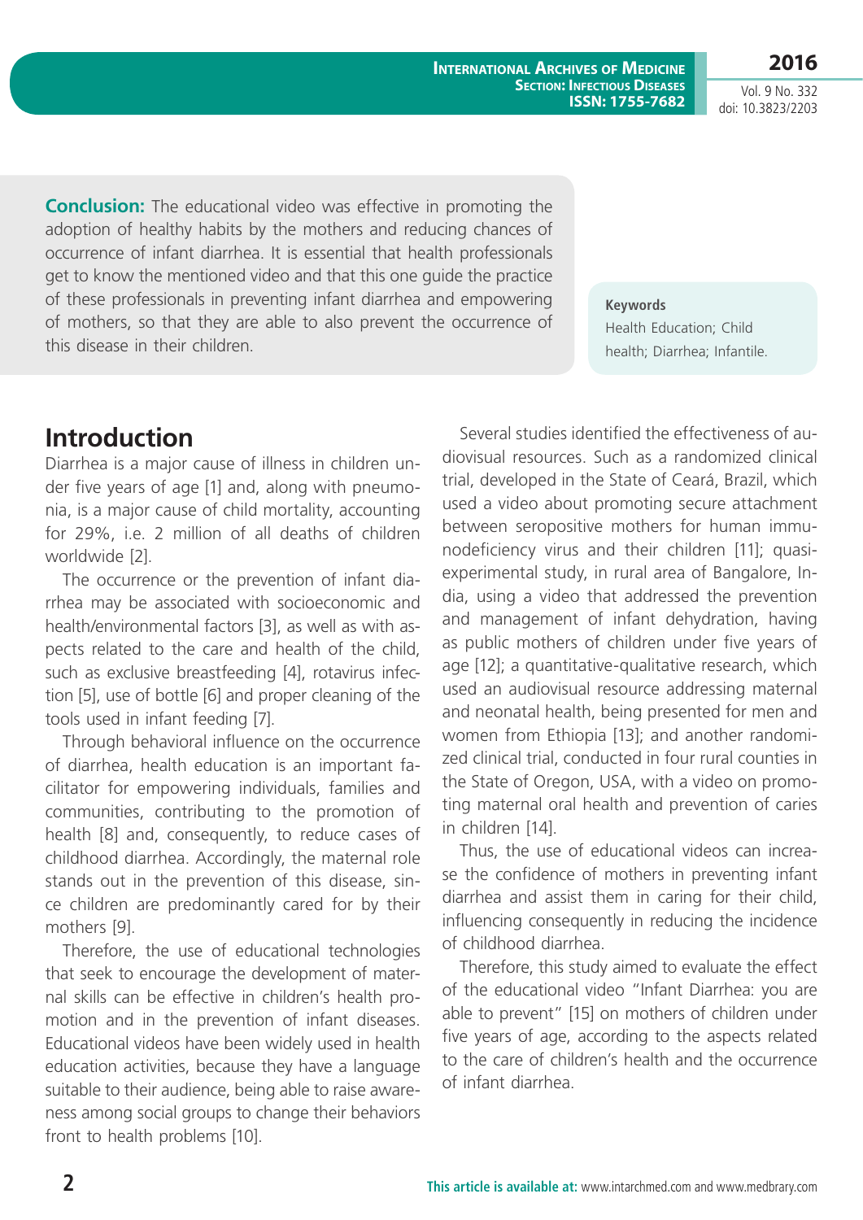**Conclusion:** The educational video was effective in promoting the adoption of healthy habits by the mothers and reducing chances of occurrence of infant diarrhea. It is essential that health professionals get to know the mentioned video and that this one guide the practice of these professionals in preventing infant diarrhea and empowering of mothers, so that they are able to also prevent the occurrence of this disease in their children.

**Keywords**
Health Education; Child health; Diarrhea; Infantile.

## Introduction

Diarrhea is a major cause of illness in children under five years of age [1] and, along with pneumonia, is a major cause of child mortality, accounting for 29%, i.e. 2 million of all deaths of children worldwide [2].

The occurrence or the prevention of infant diarrhea may be associated with socioeconomic and health/environmental factors [3], as well as with aspects related to the care and health of the child, such as exclusive breastfeeding [4], rotavirus infection [5], use of bottle [6] and proper cleaning of the tools used in infant feeding [7].

Through behavioral influence on the occurrence of diarrhea, health education is an important facilitator for empowering individuals, families and communities, contributing to the promotion of health [8] and, consequently, to reduce cases of childhood diarrhea. Accordingly, the maternal role stands out in the prevention of this disease, since children are predominantly cared for by their mothers [9].

Therefore, the use of educational technologies that seek to encourage the development of maternal skills can be effective in children's health promotion and in the prevention of infant diseases. Educational videos have been widely used in health education activities, because they have a language suitable to their audience, being able to raise awareness among social groups to change their behaviors front to health problems [10].

Several studies identified the effectiveness of audiovisual resources. Such as a randomized clinical trial, developed in the State of Ceará, Brazil, which used a video about promoting secure attachment between seropositive mothers for human immunodeficiency virus and their children [11]; quasi-experimental study, in rural area of Bangalore, India, using a video that addressed the prevention and management of infant dehydration, having as public mothers of children under five years of age [12]; a quantitative-qualitative research, which used an audiovisual resource addressing maternal and neonatal health, being presented for men and women from Ethiopia [13]; and another randomized clinical trial, conducted in four rural counties in the State of Oregon, USA, with a video on promoting maternal oral health and prevention of caries in children [14].

Thus, the use of educational videos can increase the confidence of mothers in preventing infant diarrhea and assist them in caring for their child, influencing consequently in reducing the incidence of childhood diarrhea.

Therefore, this study aimed to evaluate the effect of the educational video "Infant Diarrhea: you are able to prevent" [15] on mothers of children under five years of age, according to the aspects related to the care of children's health and the occurrence of infant diarrhea.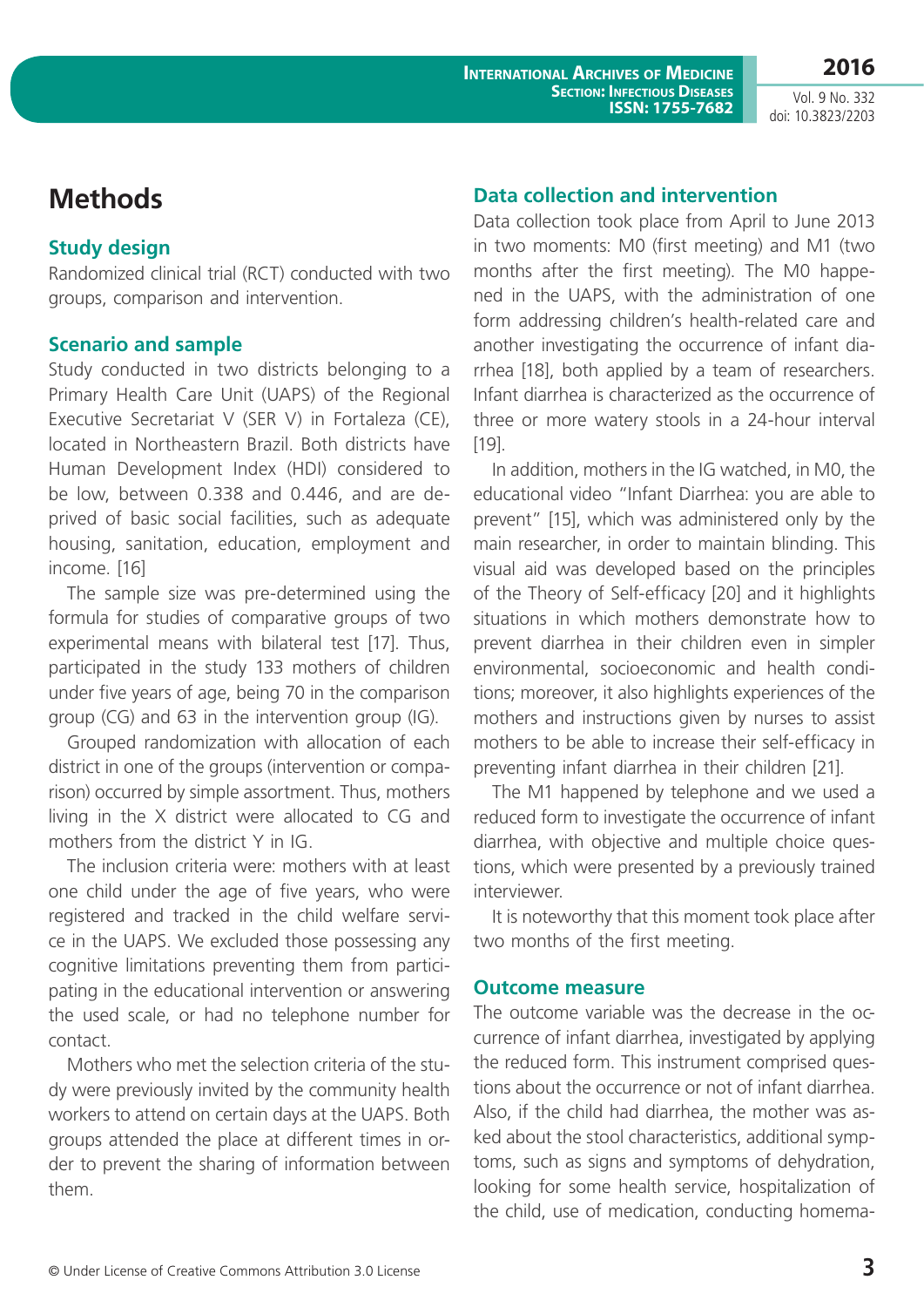# Methods

## Study design

Randomized clinical trial (RCT) conducted with two groups, comparison and intervention.

## Scenario and sample

Study conducted in two districts belonging to a Primary Health Care Unit (UAPS) of the Regional Executive Secretariat V (SER V) in Fortaleza (CE), located in Northeastern Brazil. Both districts have Human Development Index (HDI) considered to be low, between 0.338 and 0.446, and are deprived of basic social facilities, such as adequate housing, sanitation, education, employment and income. [16]

The sample size was pre-determined using the formula for studies of comparative groups of two experimental means with bilateral test [17]. Thus, participated in the study 133 mothers of children under five years of age, being 70 in the comparison group (CG) and 63 in the intervention group (IG).

Grouped randomization with allocation of each district in one of the groups (intervention or comparison) occurred by simple assortment. Thus, mothers living in the X district were allocated to CG and mothers from the district Y in IG.

The inclusion criteria were: mothers with at least one child under the age of five years, who were registered and tracked in the child welfare service in the UAPS. We excluded those possessing any cognitive limitations preventing them from participating in the educational intervention or answering the used scale, or had no telephone number for contact.

Mothers who met the selection criteria of the study were previously invited by the community health workers to attend on certain days at the UAPS. Both groups attended the place at different times in order to prevent the sharing of information between them.

## Data collection and intervention

Data collection took place from April to June 2013 in two moments: M0 (first meeting) and M1 (two months after the first meeting). The M0 happened in the UAPS, with the administration of one form addressing children's health-related care and another investigating the occurrence of infant diarrhea [18], both applied by a team of researchers. Infant diarrhea is characterized as the occurrence of three or more watery stools in a 24-hour interval [19].

In addition, mothers in the IG watched, in M0, the educational video "Infant Diarrhea: you are able to prevent" [15], which was administered only by the main researcher, in order to maintain blinding. This visual aid was developed based on the principles of the Theory of Self-efficacy [20] and it highlights situations in which mothers demonstrate how to prevent diarrhea in their children even in simpler environmental, socioeconomic and health conditions; moreover, it also highlights experiences of the mothers and instructions given by nurses to assist mothers to be able to increase their self-efficacy in preventing infant diarrhea in their children [21].

The M1 happened by telephone and we used a reduced form to investigate the occurrence of infant diarrhea, with objective and multiple choice questions, which were presented by a previously trained interviewer.

It is noteworthy that this moment took place after two months of the first meeting.

## Outcome measure

The outcome variable was the decrease in the occurrence of infant diarrhea, investigated by applying the reduced form. This instrument comprised questions about the occurrence or not of infant diarrhea. Also, if the child had diarrhea, the mother was asked about the stool characteristics, additional symptoms, such as signs and symptoms of dehydration, looking for some health service, hospitalization of the child, use of medication, conducting homema-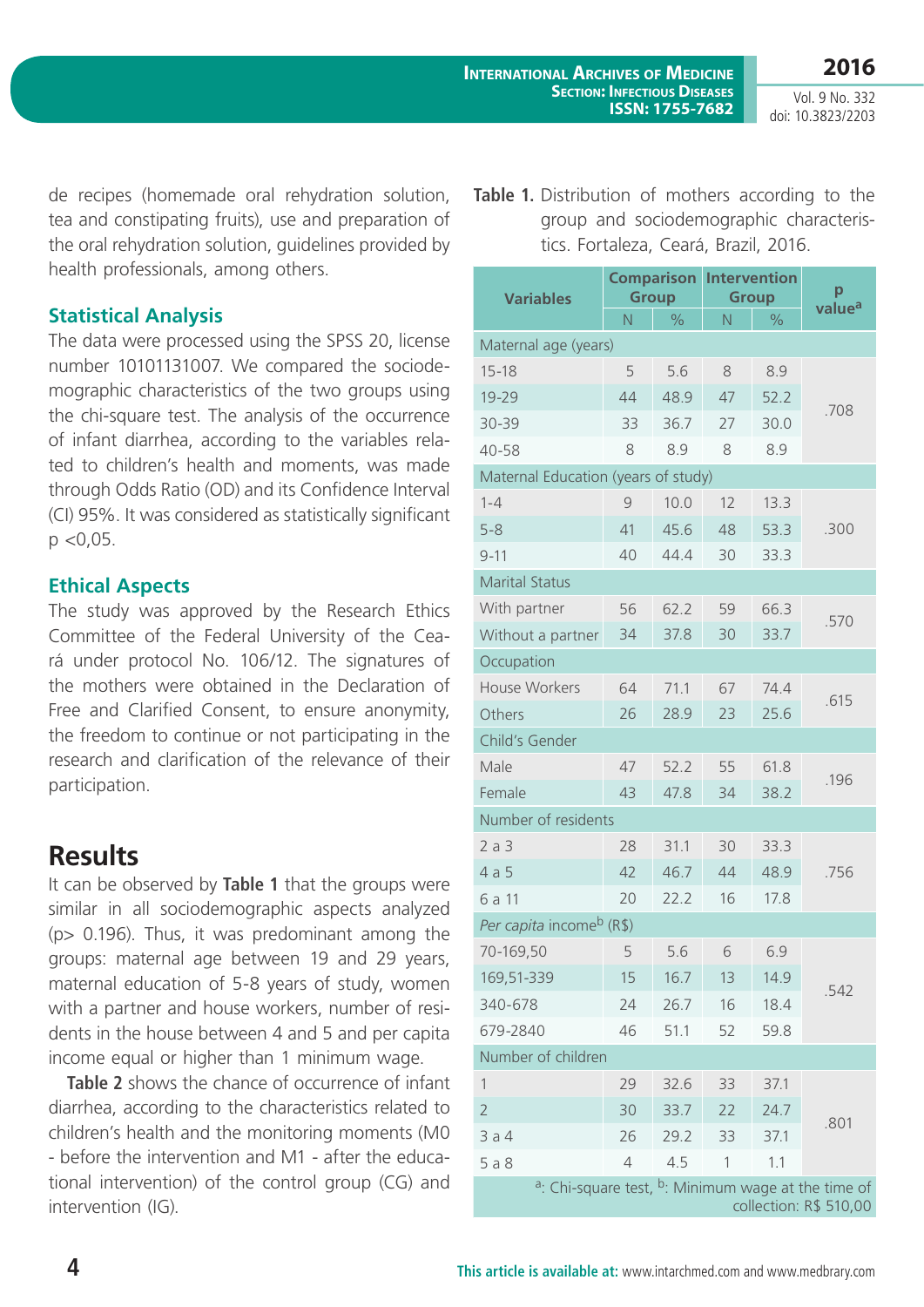de recipes (homemade oral rehydration solution, tea and constipating fruits), use and preparation of the oral rehydration solution, guidelines provided by health professionals, among others.

### Statistical Analysis

The data were processed using the SPSS 20, license number 10101131007. We compared the sociodemographic characteristics of the two groups using the chi-square test. The analysis of the occurrence of infant diarrhea, according to the variables related to children's health and moments, was made through Odds Ratio (OD) and its Confidence Interval (CI) 95%. It was considered as statistically significant p <0,05.

### Ethical Aspects

The study was approved by the Research Ethics Committee of the Federal University of the Ceará under protocol No. 106/12. The signatures of the mothers were obtained in the Declaration of Free and Clarified Consent, to ensure anonymity, the freedom to continue or not participating in the research and clarification of the relevance of their participation.

## Results

It can be observed by **Table 1** that the groups were similar in all sociodemographic aspects analyzed (p> 0.196). Thus, it was predominant among the groups: maternal age between 19 and 29 years, maternal education of 5-8 years of study, women with a partner and house workers, number of residents in the house between 4 and 5 and per capita income equal or higher than 1 minimum wage.

**Table 2** shows the chance of occurrence of infant diarrhea, according to the characteristics related to children's health and the monitoring moments (M0 - before the intervention and M1 - after the educational intervention) of the control group (CG) and intervention (IG).

**Table 1.** Distribution of mothers according to the group and sociodemographic characteristics. Fortaleza, Ceará, Brazil, 2016.

| Variables | Comparison Group | | Intervention Group | | p value[a] |
|---|---|---|---|---|---|
| | N | % | N | % | |
| Maternal age (years) | | | | | |
| 15-18 | 5 | 5.6 | 8 | 8.9 | .708 |
| 19-29 | 44 | 48.9 | 47 | 52.2 | |
| 30-39 | 33 | 36.7 | 27 | 30.0 | |
| 40-58 | 8 | 8.9 | 8 | 8.9 | |
| Maternal Education (years of study) | | | | | |
| 1-4 | 9 | 10.0 | 12 | 13.3 | .300 |
| 5-8 | 41 | 45.6 | 48 | 53.3 | |
| 9-11 | 40 | 44.4 | 30 | 33.3 | |
| Marital Status | | | | | |
| With partner | 56 | 62.2 | 59 | 66.3 | .570 |
| Without a partner | 34 | 37.8 | 30 | 33.7 | |
| Occupation | | | | | |
| House Workers | 64 | 71.1 | 67 | 74.4 | .615 |
| Others | 26 | 28.9 | 23 | 25.6 | |
| Child's Gender | | | | | |
| Male | 47 | 52.2 | 55 | 61.8 | .196 |
| Female | 43 | 47.8 | 34 | 38.2 | |
| Number of residents | | | | | |
| 2 a 3 | 28 | 31.1 | 30 | 33.3 | .756 |
| 4 a 5 | 42 | 46.7 | 44 | 48.9 | |
| 6 a 11 | 20 | 22.2 | 16 | 17.8 | |
| *Per capita* income[b] (R$) | | | | | |
| 70-169,50 | 5 | 5.6 | 6 | 6.9 | .542 |
| 169,51-339 | 15 | 16.7 | 13 | 14.9 | |
| 340-678 | 24 | 26.7 | 16 | 18.4 | |
| 679-2840 | 46 | 51.1 | 52 | 59.8 | |
| Number of children | | | | | |
| 1 | 29 | 32.6 | 33 | 37.1 | .801 |
| 2 | 30 | 33.7 | 22 | 24.7 | |
| 3 a 4 | 26 | 29.2 | 33 | 37.1 | |
| 5 a 8 | 4 | 4.5 | 1 | 1.1 | |

[a]: Chi-square test, [b]: Minimum wage at the time of collection: R$ 510,00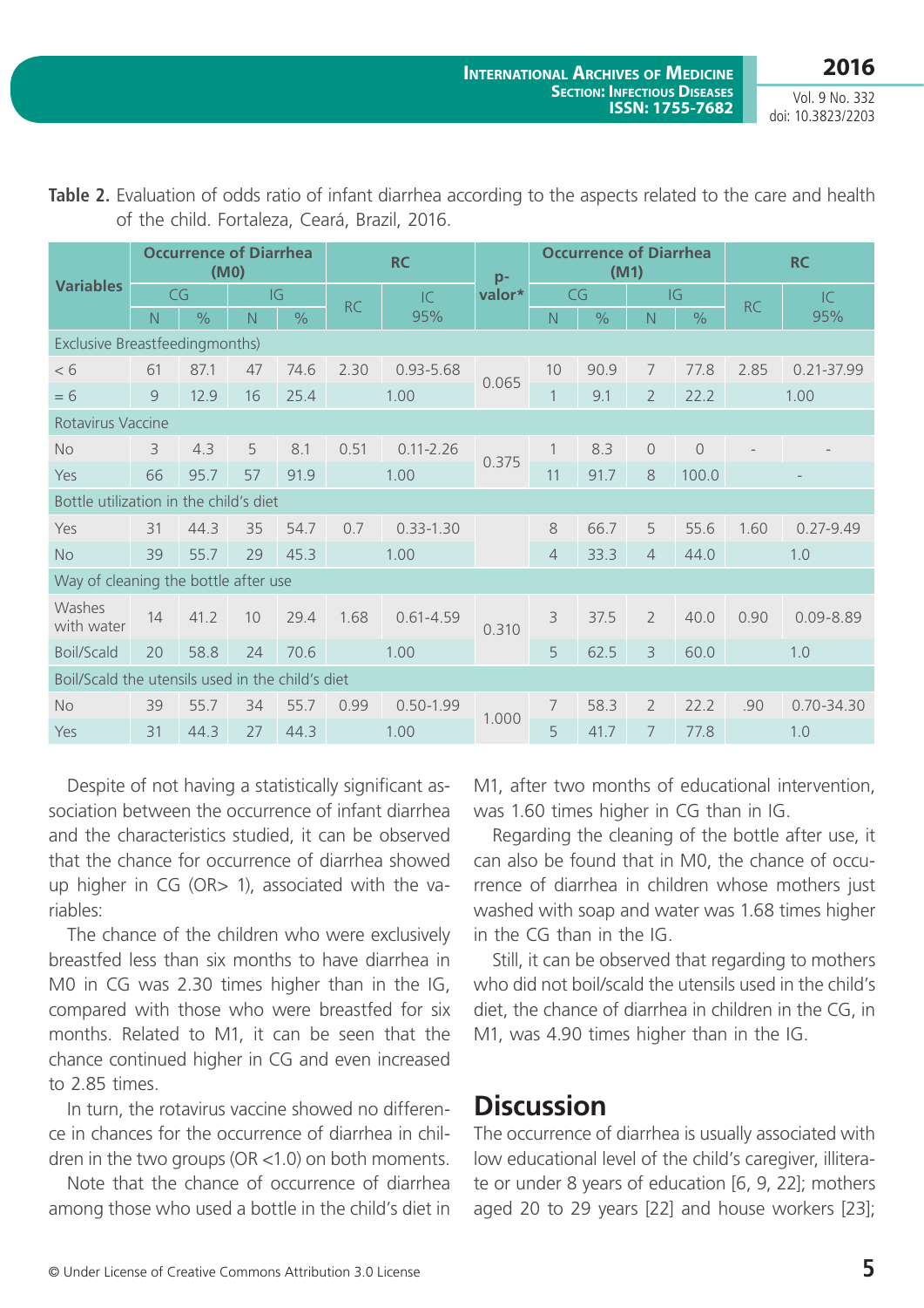**Table 2.** Evaluation of odds ratio of infant diarrhea according to the aspects related to the care and health of the child. Fortaleza, Ceará, Brazil, 2016.

| Variables | Occurrence of Diarrhea (M0) | | | | RC | | p-valor* | Occurrence of Diarrhea (M1) | | | | RC | |
|---|---|---|---|---|---|---|---|---|---|---|---|---|---|
| | CG | | IG | | RC | IC 95% | | CG | | IG | | RC | IC 95% |
| | N | % | N | % | | | | N | % | N | % | | |
| Exclusive Breastfeedingmonths) | | | | | | | | | | | | | |
| < 6 | 61 | 87.1 | 47 | 74.6 | 2.30 | 0.93-5.68 | 0.065 | 10 | 90.9 | 7 | 77.8 | 2.85 | 0.21-37.99 |
| = 6 | 9 | 12.9 | 16 | 25.4 | 1.00 | | | 1 | 9.1 | 2 | 22.2 | 1.00 | |
| Rotavirus Vaccine | | | | | | | | | | | | | |
| No | 3 | 4.3 | 5 | 8.1 | 0.51 | 0.11-2.26 | 0.375 | 1 | 8.3 | 0 | 0 | - | - |
| Yes | 66 | 95.7 | 57 | 91.9 | 1.00 | | | 11 | 91.7 | 8 | 100.0 | - | |
| Bottle utilization in the child's diet | | | | | | | | | | | | | |
| Yes | 31 | 44.3 | 35 | 54.7 | 0.7 | 0.33-1.30 | | 8 | 66.7 | 5 | 55.6 | 1.60 | 0.27-9.49 |
| No | 39 | 55.7 | 29 | 45.3 | 1.00 | | | 4 | 33.3 | 4 | 44.0 | 1.0 | |
| Way of cleaning the bottle after use | | | | | | | | | | | | | |
| Washes with water | 14 | 41.2 | 10 | 29.4 | 1.68 | 0.61-4.59 | 0.310 | 3 | 37.5 | 2 | 40.0 | 0.90 | 0.09-8.89 |
| Boil/Scald | 20 | 58.8 | 24 | 70.6 | 1.00 | | | 5 | 62.5 | 3 | 60.0 | 1.0 | |
| Boil/Scald the utensils used in the child's diet | | | | | | | | | | | | | |
| No | 39 | 55.7 | 34 | 55.7 | 0.99 | 0.50-1.99 | 1.000 | 7 | 58.3 | 2 | 22.2 | .90 | 0.70-34.30 |
| Yes | 31 | 44.3 | 27 | 44.3 | 1.00 | | | 5 | 41.7 | 7 | 77.8 | 1.0 | |

Despite of not having a statistically significant association between the occurrence of infant diarrhea and the characteristics studied, it can be observed that the chance for occurrence of diarrhea showed up higher in CG (OR> 1), associated with the variables:

The chance of the children who were exclusively breastfed less than six months to have diarrhea in M0 in CG was 2.30 times higher than in the IG, compared with those who were breastfed for six months. Related to M1, it can be seen that the chance continued higher in CG and even increased to 2.85 times.

In turn, the rotavirus vaccine showed no difference in chances for the occurrence of diarrhea in children in the two groups (OR <1.0) on both moments.

Note that the chance of occurrence of diarrhea among those who used a bottle in the child's diet in M1, after two months of educational intervention, was 1.60 times higher in CG than in IG.

Regarding the cleaning of the bottle after use, it can also be found that in M0, the chance of occurrence of diarrhea in children whose mothers just washed with soap and water was 1.68 times higher in the CG than in the IG.

Still, it can be observed that regarding to mothers who did not boil/scald the utensils used in the child's diet, the chance of diarrhea in children in the CG, in M1, was 4.90 times higher than in the IG.

## Discussion

The occurrence of diarrhea is usually associated with low educational level of the child's caregiver, illiterate or under 8 years of education [6, 9, 22]; mothers aged 20 to 29 years [22] and house workers [23];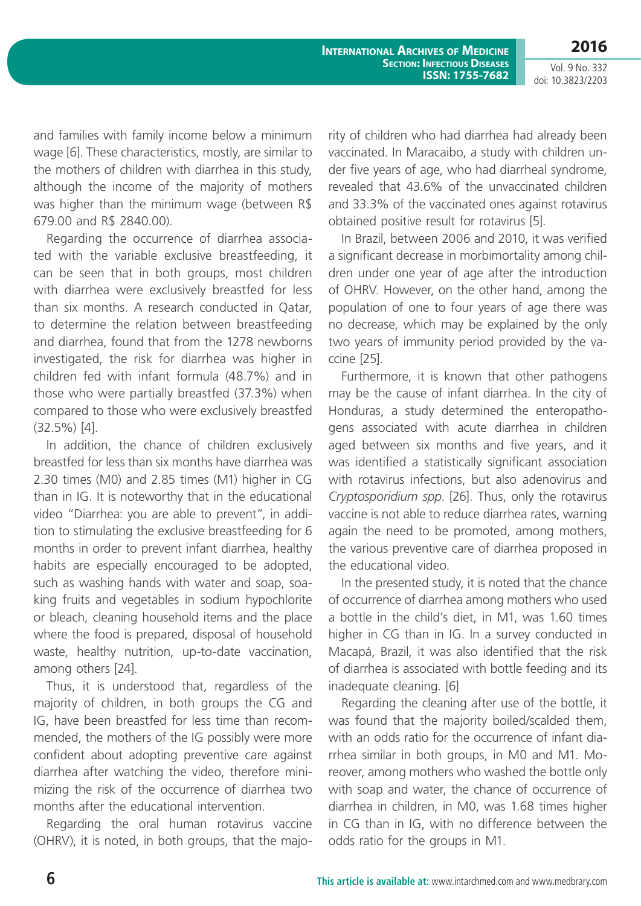and families with family income below a minimum wage [6]. These characteristics, mostly, are similar to the mothers of children with diarrhea in this study, although the income of the majority of mothers was higher than the minimum wage (between R$ 679.00 and R$ 2840.00).

Regarding the occurrence of diarrhea associated with the variable exclusive breastfeeding, it can be seen that in both groups, most children with diarrhea were exclusively breastfed for less than six months. A research conducted in Qatar, to determine the relation between breastfeeding and diarrhea, found that from the 1278 newborns investigated, the risk for diarrhea was higher in children fed with infant formula (48.7%) and in those who were partially breastfed (37.3%) when compared to those who were exclusively breastfed (32.5%) [4].

In addition, the chance of children exclusively breastfed for less than six months have diarrhea was 2.30 times (M0) and 2.85 times (M1) higher in CG than in IG. It is noteworthy that in the educational video "Diarrhea: you are able to prevent", in addition to stimulating the exclusive breastfeeding for 6 months in order to prevent infant diarrhea, healthy habits are especially encouraged to be adopted, such as washing hands with water and soap, soaking fruits and vegetables in sodium hypochlorite or bleach, cleaning household items and the place where the food is prepared, disposal of household waste, healthy nutrition, up-to-date vaccination, among others [24].

Thus, it is understood that, regardless of the majority of children, in both groups the CG and IG, have been breastfed for less time than recommended, the mothers of the IG possibly were more confident about adopting preventive care against diarrhea after watching the video, therefore minimizing the risk of the occurrence of diarrhea two months after the educational intervention.

Regarding the oral human rotavirus vaccine (OHRV), it is noted, in both groups, that the majority of children who had diarrhea had already been vaccinated. In Maracaibo, a study with children under five years of age, who had diarrheal syndrome, revealed that 43.6% of the unvaccinated children and 33.3% of the vaccinated ones against rotavirus obtained positive result for rotavirus [5].

In Brazil, between 2006 and 2010, it was verified a significant decrease in morbimortality among children under one year of age after the introduction of OHRV. However, on the other hand, among the population of one to four years of age there was no decrease, which may be explained by the only two years of immunity period provided by the vaccine [25].

Furthermore, it is known that other pathogens may be the cause of infant diarrhea. In the city of Honduras, a study determined the enteropathogens associated with acute diarrhea in children aged between six months and five years, and it was identified a statistically significant association with rotavirus infections, but also adenovirus and *Cryptosporidium spp.* [26]. Thus, only the rotavirus vaccine is not able to reduce diarrhea rates, warning again the need to be promoted, among mothers, the various preventive care of diarrhea proposed in the educational video.

In the presented study, it is noted that the chance of occurrence of diarrhea among mothers who used a bottle in the child's diet, in M1, was 1.60 times higher in CG than in IG. In a survey conducted in Macapá, Brazil, it was also identified that the risk of diarrhea is associated with bottle feeding and its inadequate cleaning. [6]

Regarding the cleaning after use of the bottle, it was found that the majority boiled/scalded them, with an odds ratio for the occurrence of infant diarrhea similar in both groups, in M0 and M1. Moreover, among mothers who washed the bottle only with soap and water, the chance of occurrence of diarrhea in children, in M0, was 1.68 times higher in CG than in IG, with no difference between the odds ratio for the groups in M1.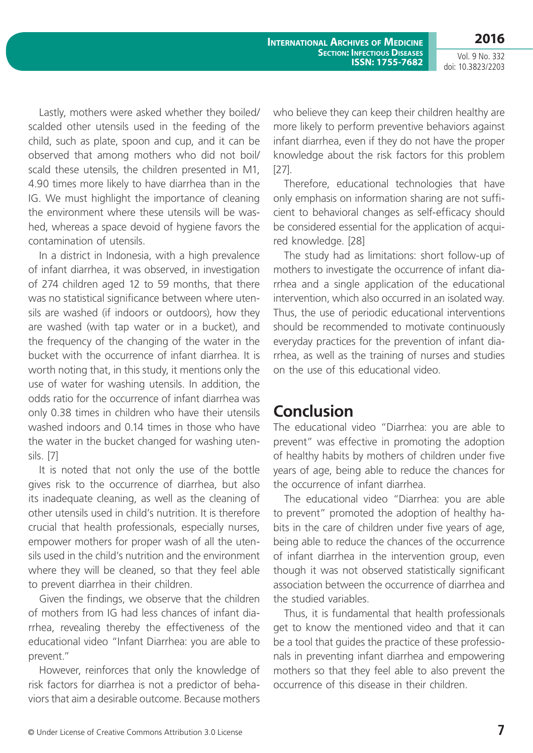Lastly, mothers were asked whether they boiled/scalded other utensils used in the feeding of the child, such as plate, spoon and cup, and it can be observed that among mothers who did not boil/scald these utensils, the children presented in M1, 4.90 times more likely to have diarrhea than in the IG. We must highlight the importance of cleaning the environment where these utensils will be washed, whereas a space devoid of hygiene favors the contamination of utensils.

In a district in Indonesia, with a high prevalence of infant diarrhea, it was observed, in investigation of 274 children aged 12 to 59 months, that there was no statistical significance between where utensils are washed (if indoors or outdoors), how they are washed (with tap water or in a bucket), and the frequency of the changing of the water in the bucket with the occurrence of infant diarrhea. It is worth noting that, in this study, it mentions only the use of water for washing utensils. In addition, the odds ratio for the occurrence of infant diarrhea was only 0.38 times in children who have their utensils washed indoors and 0.14 times in those who have the water in the bucket changed for washing utensils. [7]

It is noted that not only the use of the bottle gives risk to the occurrence of diarrhea, but also its inadequate cleaning, as well as the cleaning of other utensils used in child's nutrition. It is therefore crucial that health professionals, especially nurses, empower mothers for proper wash of all the utensils used in the child's nutrition and the environment where they will be cleaned, so that they feel able to prevent diarrhea in their children.

Given the findings, we observe that the children of mothers from IG had less chances of infant diarrhea, revealing thereby the effectiveness of the educational video "Infant Diarrhea: you are able to prevent."

However, reinforces that only the knowledge of risk factors for diarrhea is not a predictor of behaviors that aim a desirable outcome. Because mothers who believe they can keep their children healthy are more likely to perform preventive behaviors against infant diarrhea, even if they do not have the proper knowledge about the risk factors for this problem [27].

Therefore, educational technologies that have only emphasis on information sharing are not sufficient to behavioral changes as self-efficacy should be considered essential for the application of acquired knowledge. [28]

The study had as limitations: short follow-up of mothers to investigate the occurrence of infant diarrhea and a single application of the educational intervention, which also occurred in an isolated way. Thus, the use of periodic educational interventions should be recommended to motivate continuously everyday practices for the prevention of infant diarrhea, as well as the training of nurses and studies on the use of this educational video.

## Conclusion

The educational video "Diarrhea: you are able to prevent" was effective in promoting the adoption of healthy habits by mothers of children under five years of age, being able to reduce the chances for the occurrence of infant diarrhea.

The educational video "Diarrhea: you are able to prevent" promoted the adoption of healthy habits in the care of children under five years of age, being able to reduce the chances of the occurrence of infant diarrhea in the intervention group, even though it was not observed statistically significant association between the occurrence of diarrhea and the studied variables.

Thus, it is fundamental that health professionals get to know the mentioned video and that it can be a tool that guides the practice of these professionals in preventing infant diarrhea and empowering mothers so that they feel able to also prevent the occurrence of this disease in their children.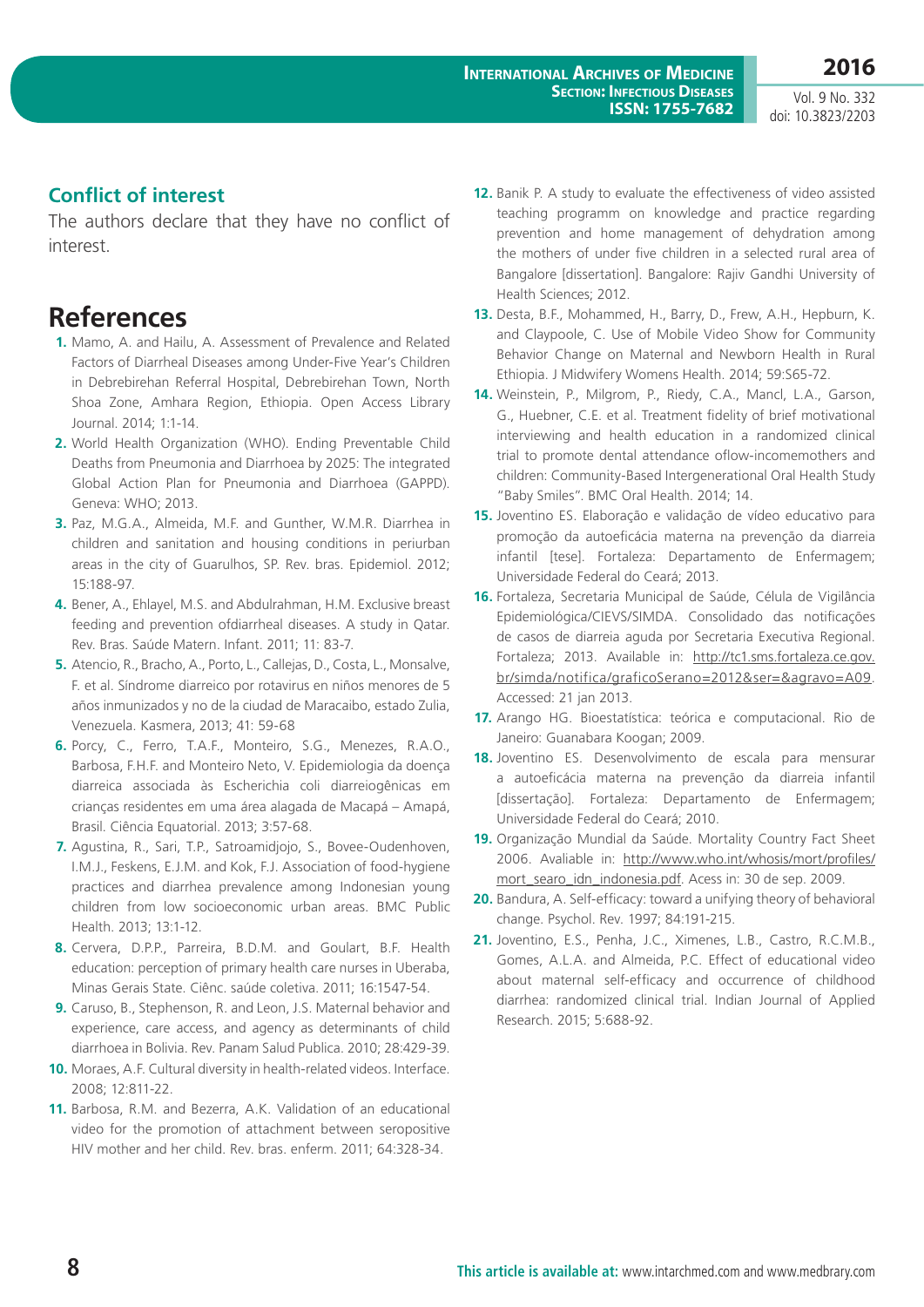## Conflict of interest

The authors declare that they have no conflict of interest.

# References

1. Mamo, A. and Hailu, A. Assessment of Prevalence and Related Factors of Diarrheal Diseases among Under-Five Year's Children in Debrebirehan Referral Hospital, Debrebirehan Town, North Shoa Zone, Amhara Region, Ethiopia. Open Access Library Journal. 2014; 1:1-14.
2. World Health Organization (WHO). Ending Preventable Child Deaths from Pneumonia and Diarrhoea by 2025: The integrated Global Action Plan for Pneumonia and Diarrhoea (GAPPD). Geneva: WHO; 2013.
3. Paz, M.G.A., Almeida, M.F. and Gunther, W.M.R. Diarrhea in children and sanitation and housing conditions in periurban areas in the city of Guarulhos, SP. Rev. bras. Epidemiol. 2012; 15:188-97.
4. Bener, A., Ehlayel, M.S. and Abdulrahman, H.M. Exclusive breast feeding and prevention ofdiarrheal diseases. A study in Qatar. Rev. Bras. Saúde Matern. Infant. 2011; 11: 83-7.
5. Atencio, R., Bracho, A., Porto, L., Callejas, D., Costa, L., Monsalve, F. et al. Síndrome diarreico por rotavirus en niños menores de 5 años inmunizados y no de la ciudad de Maracaibo, estado Zulia, Venezuela. Kasmera, 2013; 41: 59-68
6. Porcy, C., Ferro, T.A.F., Monteiro, S.G., Menezes, R.A.O., Barbosa, F.H.F. and Monteiro Neto, V. Epidemiologia da doença diarreica associada às Escherichia coli diarreiogênicas em crianças residentes em uma área alagada de Macapá – Amapá, Brasil. Ciência Equatorial. 2013; 3:57-68.
7. Agustina, R., Sari, T.P., Satroamidjojo, S., Bovee-Oudenhoven, I.M.J., Feskens, E.J.M. and Kok, F.J. Association of food-hygiene practices and diarrhea prevalence among Indonesian young children from low socioeconomic urban areas. BMC Public Health. 2013; 13:1-12.
8. Cervera, D.P.P., Parreira, B.D.M. and Goulart, B.F. Health education: perception of primary health care nurses in Uberaba, Minas Gerais State. Ciênc. saúde coletiva. 2011; 16:1547-54.
9. Caruso, B., Stephenson, R. and Leon, J.S. Maternal behavior and experience, care access, and agency as determinants of child diarrhoea in Bolivia. Rev. Panam Salud Publica. 2010; 28:429-39.
10. Moraes, A.F. Cultural diversity in health-related videos. Interface. 2008; 12:811-22.
11. Barbosa, R.M. and Bezerra, A.K. Validation of an educational video for the promotion of attachment between seropositive HIV mother and her child. Rev. bras. enferm. 2011; 64:328-34.
12. Banik P. A study to evaluate the effectiveness of video assisted teaching programm on knowledge and practice regarding prevention and home management of dehydration among the mothers of under five children in a selected rural area of Bangalore [dissertation]. Bangalore: Rajiv Gandhi University of Health Sciences; 2012.
13. Desta, B.F., Mohammed, H., Barry, D., Frew, A.H., Hepburn, K. and Claypoole, C. Use of Mobile Video Show for Community Behavior Change on Maternal and Newborn Health in Rural Ethiopia. J Midwifery Womens Health. 2014; 59:S65-72.
14. Weinstein, P., Milgrom, P., Riedy, C.A., Mancl, L.A., Garson, G., Huebner, C.E. et al. Treatment fidelity of brief motivational interviewing and health education in a randomized clinical trial to promote dental attendance oflow-incomemothers and children: Community-Based Intergenerational Oral Health Study "Baby Smiles". BMC Oral Health. 2014; 14.
15. Joventino ES. Elaboração e validação de vídeo educativo para promoção da autoeficácia materna na prevenção da diarreia infantil [tese]. Fortaleza: Departamento de Enfermagem; Universidade Federal do Ceará; 2013.
16. Fortaleza, Secretaria Municipal de Saúde, Célula de Vigilância Epidemiológica/CIEVS/SIMDA. Consolidado das notificações de casos de diarreia aguda por Secretaria Executiva Regional. Fortaleza; 2013. Available in: http://tc1.sms.fortaleza.ce.gov.br/simda/notifica/graficoSerano=2012&ser=&agravo=A09. Accessed: 21 jan 2013.
17. Arango HG. Bioestatística: teórica e computacional. Rio de Janeiro: Guanabara Koogan; 2009.
18. Joventino ES. Desenvolvimento de escala para mensurar a autoeficácia materna na prevenção da diarreia infantil [dissertação]. Fortaleza: Departamento de Enfermagem; Universidade Federal do Ceará; 2010.
19. Organização Mundial da Saúde. Mortality Country Fact Sheet 2006. Avaliable in: http://www.who.int/whosis/mort/profiles/mort_searo_idn_indonesia.pdf. Acess in: 30 de sep. 2009.
20. Bandura, A. Self-efficacy: toward a unifying theory of behavioral change. Psychol. Rev. 1997; 84:191-215.
21. Joventino, E.S., Penha, J.C., Ximenes, L.B., Castro, R.C.M.B., Gomes, A.L.A. and Almeida, P.C. Effect of educational video about maternal self-efficacy and occurrence of childhood diarrhea: randomized clinical trial. Indian Journal of Applied Research. 2015; 5:688-92.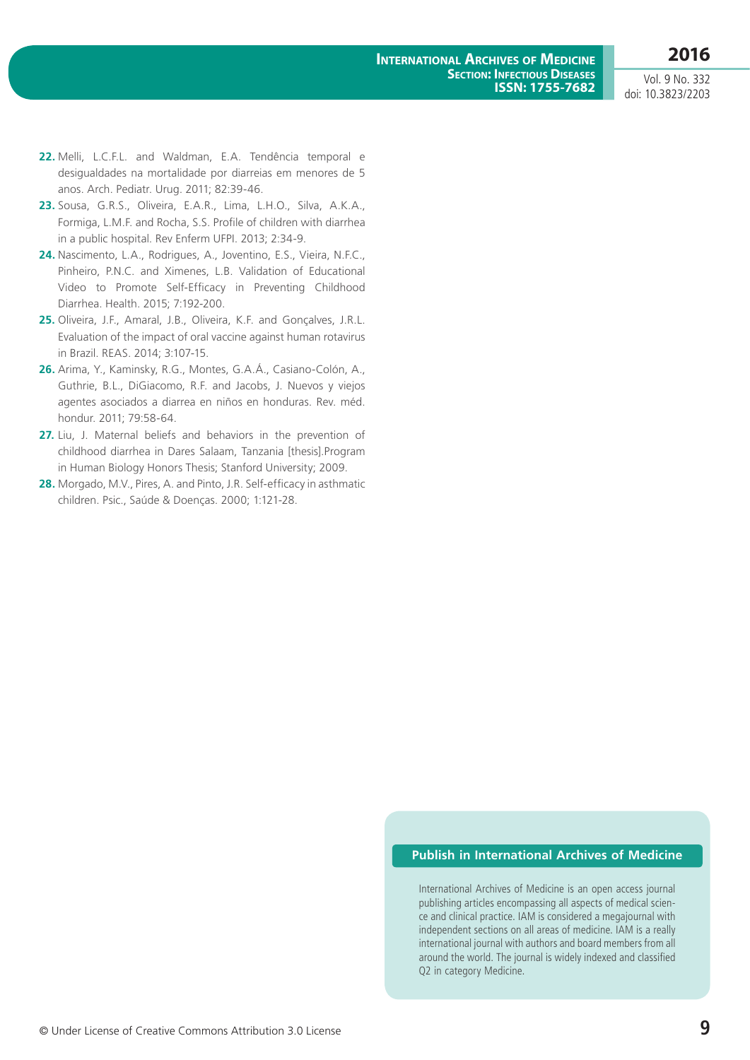22. Melli, L.C.F.L. and Waldman, E.A. Tendência temporal e desigualdades na mortalidade por diarreias em menores de 5 anos. Arch. Pediatr. Urug. 2011; 82:39-46.
23. Sousa, G.R.S., Oliveira, E.A.R., Lima, L.H.O., Silva, A.K.A., Formiga, L.M.F. and Rocha, S.S. Profile of children with diarrhea in a public hospital. Rev Enferm UFPI. 2013; 2:34-9.
24. Nascimento, L.A., Rodrigues, A., Joventino, E.S., Vieira, N.F.C., Pinheiro, P.N.C. and Ximenes, L.B. Validation of Educational Video to Promote Self-Efficacy in Preventing Childhood Diarrhea. Health. 2015; 7:192-200.
25. Oliveira, J.F., Amaral, J.B., Oliveira, K.F. and Gonçalves, J.R.L. Evaluation of the impact of oral vaccine against human rotavirus in Brazil. REAS. 2014; 3:107-15.
26. Arima, Y., Kaminsky, R.G., Montes, G.A.Á., Casiano-Colón, A., Guthrie, B.L., DiGiacomo, R.F. and Jacobs, J. Nuevos y viejos agentes asociados a diarrea en niños en honduras. Rev. méd. hondur. 2011; 79:58-64.
27. Liu, J. Maternal beliefs and behaviors in the prevention of childhood diarrhea in Dares Salaam, Tanzania [thesis].Program in Human Biology Honors Thesis; Stanford University; 2009.
28. Morgado, M.V., Pires, A. and Pinto, J.R. Self-efficacy in asthmatic children. Psic., Saúde & Doenças. 2000; 1:121-28.

**Publish in International Archives of Medicine**

International Archives of Medicine is an open access journal publishing articles encompassing all aspects of medical science and clinical practice. IAM is considered a megajournal with independent sections on all areas of medicine. IAM is a really international journal with authors and board members from all around the world. The journal is widely indexed and classified Q2 in category Medicine.

© Under License of Creative Commons Attribution 3.0 License